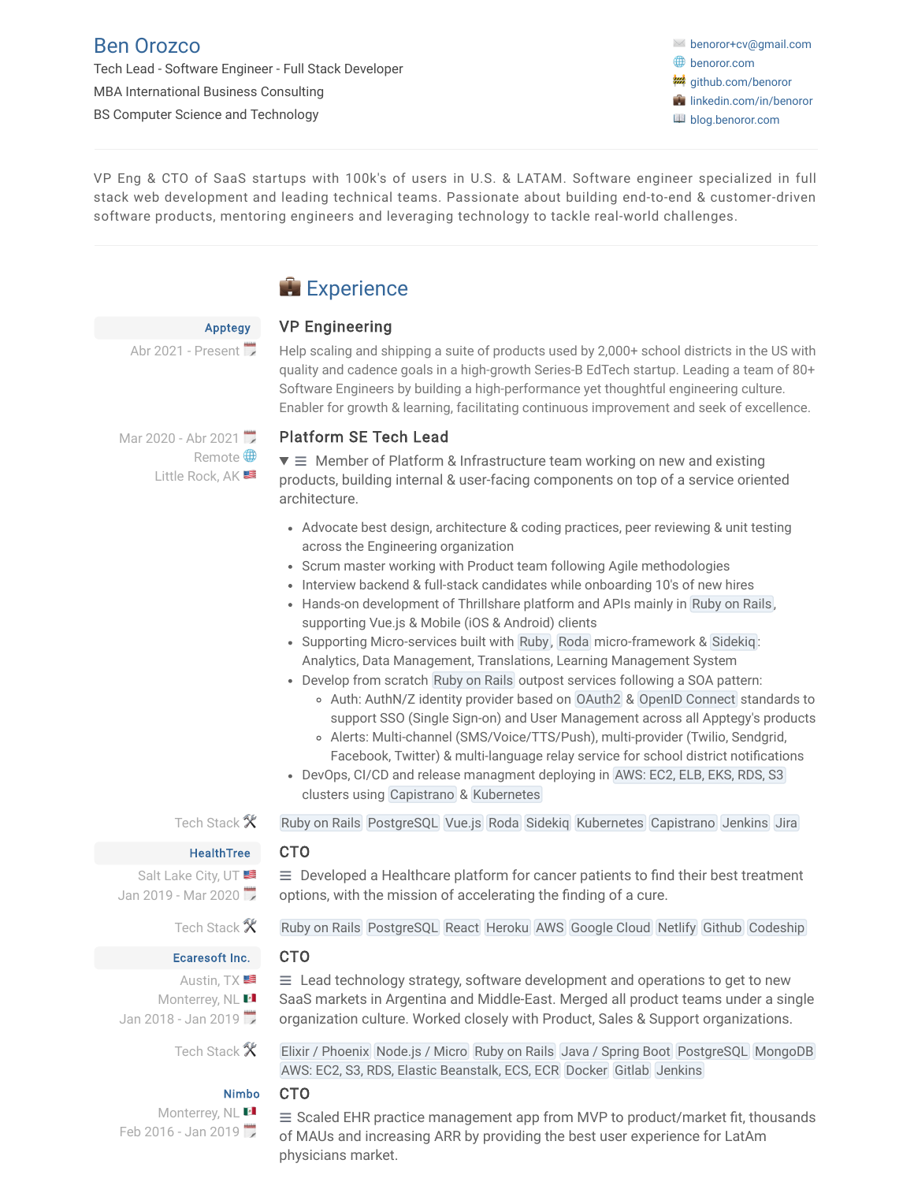# Ben Orozco

Tech Lead - Software Engineer - Full Stack Developer

MBA International Business Consulting

BS Computer Science and Technology

- benoror+cv@gmail.com
- benoror.com
- github.com/benoror
- linkedin.com/in/benoror
- blog.benoror.com

VP Eng & CTO of SaaS startups with 100k's of users in U.S. & LATAM. Software engineer specialized in full stack web development and leading technical teams. Passionate about building end-to-end & customer-driven software products, mentoring engineers and leveraging technology to tackle real-world challenges.

## Experience

**Apptegy**
Abr 2021 - Present

### VP Engineering

Help scaling and shipping a suite of products used by 2,000+ school districts in the US with quality and cadence goals in a high-growth Series-B EdTech startup. Leading a team of 80+ Software Engineers by building a high-performance yet thoughtful engineering culture. Enabler for growth & learning, facilitating continuous improvement and seek of excellence.

Mar 2020 - Abr 2021
Remote
Little Rock, AK

### Platform SE Tech Lead

Member of Platform & Infrastructure team working on new and existing products, building internal & user-facing components on top of a service oriented architecture.

- Advocate best design, architecture & coding practices, peer reviewing & unit testing across the Engineering organization
- Scrum master working with Product team following Agile methodologies
- Interview backend & full-stack candidates while onboarding 10's of new hires
- Hands-on development of Thrillshare platform and APIs mainly in Ruby on Rails, supporting Vue.js & Mobile (iOS & Android) clients
- Supporting Micro-services built with Ruby, Roda micro-framework & Sidekiq: Analytics, Data Management, Translations, Learning Management System
- Develop from scratch Ruby on Rails outpost services following a SOA pattern:
  - Auth: AuthN/Z identity provider based on OAuth2 & OpenID Connect standards to support SSO (Single Sign-on) and User Management across all Apptegy's products
  - Alerts: Multi-channel (SMS/Voice/TTS/Push), multi-provider (Twilio, Sendgrid, Facebook, Twitter) & multi-language relay service for school district notifications
- DevOps, CI/CD and release managment deploying in AWS: EC2, ELB, EKS, RDS, S3 clusters using Capistrano & Kubernetes

Tech Stack: Ruby on Rails, PostgreSQL, Vue.js, Roda, Sidekiq, Kubernetes, Capistrano, Jenkins, Jira

**HealthTree**
Salt Lake City, UT
Jan 2019 - Mar 2020

### CTO

Developed a Healthcare platform for cancer patients to find their best treatment options, with the mission of accelerating the finding of a cure.

Tech Stack: Ruby on Rails, PostgreSQL, React, Heroku, AWS, Google Cloud, Netlify, Github, Codeship

**Ecaresoft Inc.**
Austin, TX
Monterrey, NL
Jan 2018 - Jan 2019

### CTO

Lead technology strategy, software development and operations to get to new SaaS markets in Argentina and Middle-East. Merged all product teams under a single organization culture. Worked closely with Product, Sales & Support organizations.

Tech Stack: Elixir / Phoenix, Node.js / Micro, Ruby on Rails, Java / Spring Boot, PostgreSQL, MongoDB, AWS: EC2, S3, RDS, Elastic Beanstalk, ECS, ECR, Docker, Gitlab, Jenkins

**Nimbo**
Monterrey, NL
Feb 2016 - Jan 2019

### CTO

Scaled EHR practice management app from MVP to product/market fit, thousands of MAUs and increasing ARR by providing the best user experience for LatAm physicians market.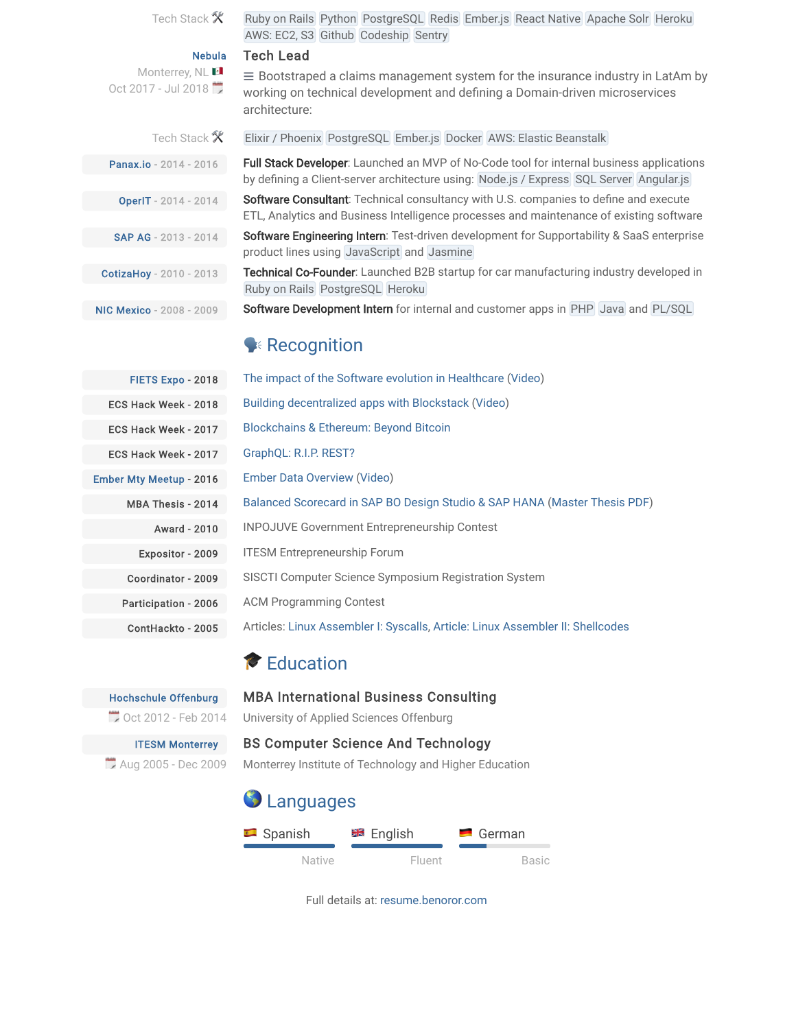Tech Stack 🛠 Ruby on Rails Python PostgreSQL Redis Ember.js React Native Apache Solr Heroku AWS: EC2, S3 Github Codeship Sentry

**Nebula**
Monterrey, NL 🇲🇽
Oct 2017 - Jul 2018

### Tech Lead

☰ Bootstraped a claims management system for the insurance industry in LatAm by working on technical development and defining a Domain-driven microservices architecture:

Tech Stack 🛠 Elixir / Phoenix PostgreSQL Ember.js Docker AWS: Elastic Beanstalk

**Panax.io** - 2014 - 2016
**Full Stack Developer**: Launched an MVP of No-Code tool for internal business applications by defining a Client-server architecture using: Node.js / Express SQL Server Angular.js

**OperIT** - 2014 - 2014
**Software Consultant**: Technical consultancy with U.S. companies to define and execute ETL, Analytics and Business Intelligence processes and maintenance of existing software

**SAP AG** - 2013 - 2014
**Software Engineering Intern**: Test-driven development for Supportability & SaaS enterprise product lines using JavaScript and Jasmine

**CotizaHoy** - 2010 - 2013
**Technical Co-Founder**: Launched B2B startup for car manufacturing industry developed in Ruby on Rails PostgreSQL Heroku

**NIC Mexico** - 2008 - 2009
**Software Development Intern** for internal and customer apps in PHP Java and PL/SQL

## 🗣 Recognition

| | |
|---|---|
| FIETS Expo - 2018 | The impact of the Software evolution in Healthcare (Video) |
| ECS Hack Week - 2018 | Building decentralized apps with Blockstack (Video) |
| ECS Hack Week - 2017 | Blockchains & Ethereum: Beyond Bitcoin |
| ECS Hack Week - 2017 | GraphQL: R.I.P. REST? |
| Ember Mty Meetup - 2016 | Ember Data Overview (Video) |
| MBA Thesis - 2014 | Balanced Scorecard in SAP BO Design Studio & SAP HANA (Master Thesis PDF) |
| Award - 2010 | INPOJUVE Government Entrepreneurship Contest |
| Expositor - 2009 | ITESM Entrepreneurship Forum |
| Coordinator - 2009 | SISCTI Computer Science Symposium Registration System |
| Participation - 2006 | ACM Programming Contest |
| ContHackto - 2005 | Articles: Linux Assembler I: Syscalls, Article: Linux Assembler II: Shellcodes |

## 🎓 Education

**Hochschule Offenburg**
Oct 2012 - Feb 2014

### MBA International Business Consulting

University of Applied Sciences Offenburg

**ITESM Monterrey**
Aug 2005 - Dec 2009

### BS Computer Science And Technology

Monterrey Institute of Technology and Higher Education

## 🌎 Languages

| Spanish | English | German |
|---|---|---|
| Native | Fluent | Basic |

Full details at: resume.benoror.com